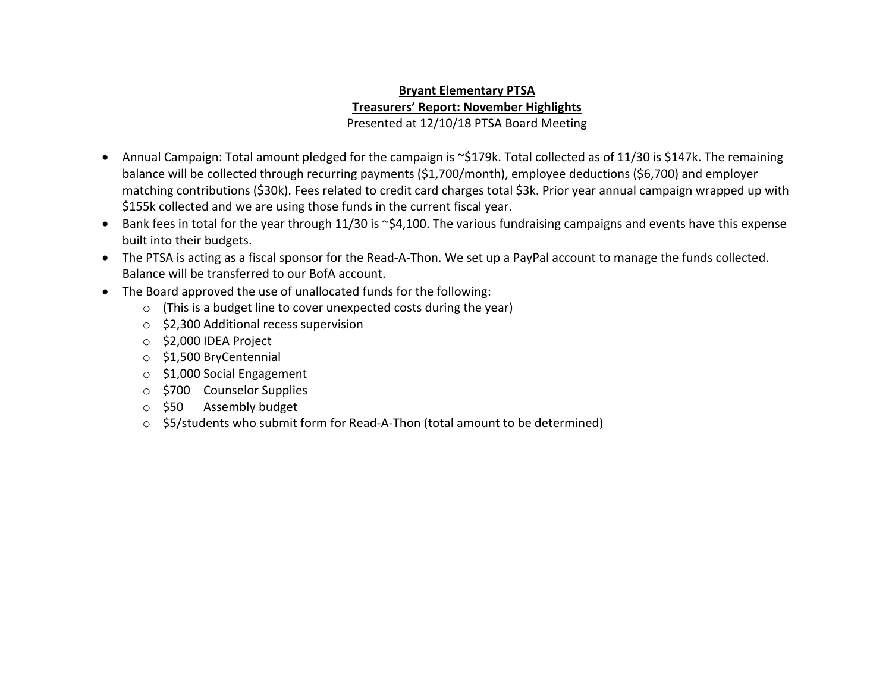**Bryant Elementary PTSA**

**Treasurers' Report: November Highlights**

Presented at 12/10/18 PTSA Board Meeting

- Annual Campaign: Total amount pledged for the campaign is ~$179k. Total collected as of 11/30 is $147k. The remaining balance will be collected through recurring payments ($1,700/month), employee deductions ($6,700) and employer matching contributions ($30k). Fees related to credit card charges total $3k. Prior year annual campaign wrapped up with $155k collected and we are using those funds in the current fiscal year.
- Bank fees in total for the year through 11/30 is ~$4,100. The various fundraising campaigns and events have this expense built into their budgets.
- The PTSA is acting as a fiscal sponsor for the Read-A-Thon. We set up a PayPal account to manage the funds collected. Balance will be transferred to our BofA account.
- The Board approved the use of unallocated funds for the following:
  - (This is a budget line to cover unexpected costs during the year)
  - $2,300 Additional recess supervision
  - $2,000 IDEA Project
  - $1,500 BryCentennial
  - $1,000 Social Engagement
  - $700 Counselor Supplies
  - $50 Assembly budget
  - $5/students who submit form for Read-A-Thon (total amount to be determined)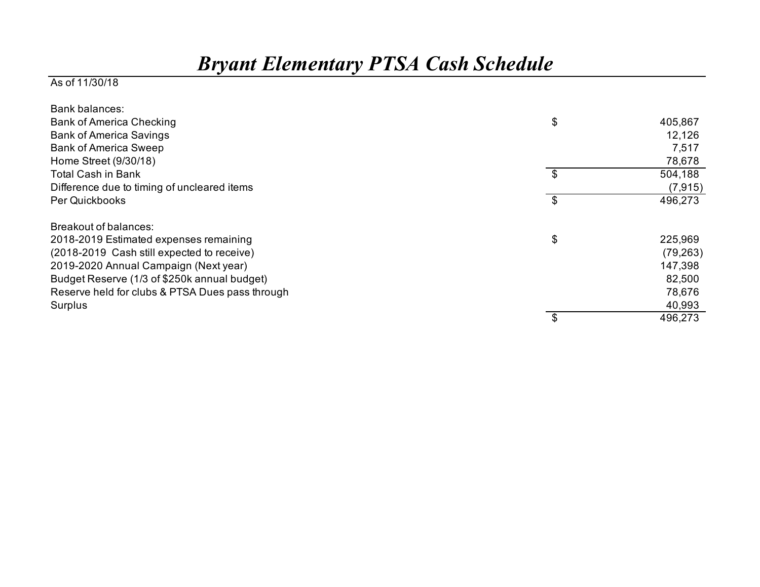# *Bryant Elementary PTSA Cash Schedule*

As of 11/30/18

| | | |
|---|---|---|
| Bank balances: | | |
| Bank of America Checking | $ | 405,867 |
| Bank of America Savings | | 12,126 |
| Bank of America Sweep | | 7,517 |
| Home Street (9/30/18) | | 78,678 |
| Total Cash in Bank | $ | 504,188 |
| Difference due to timing of uncleared items | | (7,915) |
| Per Quickbooks | $ | 496,273 |
| | | |
| Breakout of balances: | | |
| 2018-2019 Estimated expenses remaining | $ | 225,969 |
| (2018-2019 Cash still expected to receive) | | (79,263) |
| 2019-2020 Annual Campaign (Next year) | | 147,398 |
| Budget Reserve (1/3 of $250k annual budget) | | 82,500 |
| Reserve held for clubs & PTSA Dues pass through | | 78,676 |
| Surplus | | 40,993 |
| | $ | 496,273 |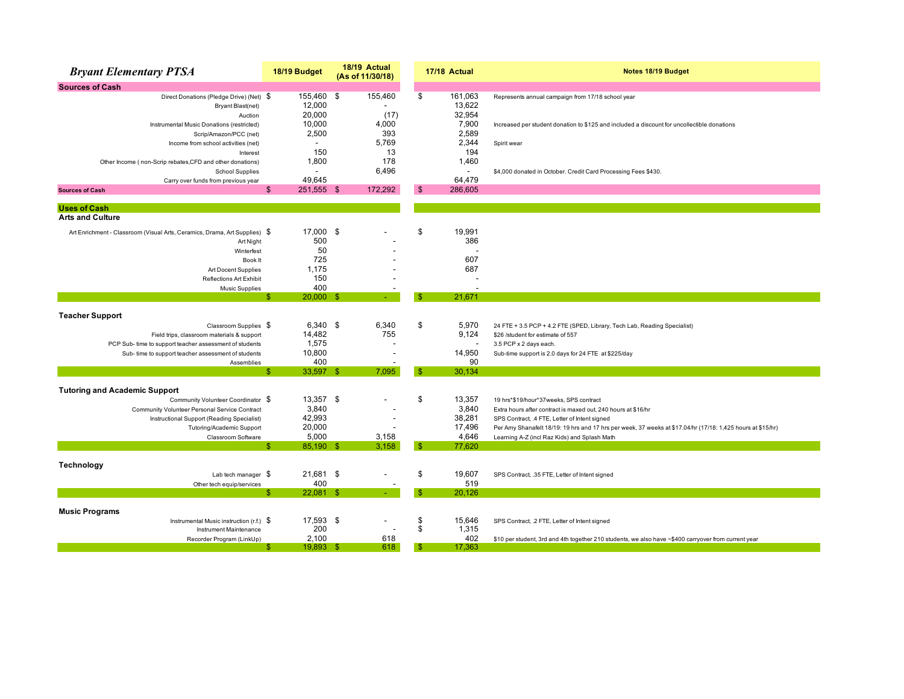| *Bryant Elementary PTSA* | 18/19 Budget | 18/19 Actual (As of 11/30/18) | 17/18 Actual | Notes 18/19 Budget |
|---|---|---|---|---|
| **Sources of Cash** | | | | |
| Direct Donations (Pledge Drive) (Net) | $ 155,460 | $ 155,460 | $ 161,063 | Represents annual campaign from 17/18 school year |
| Bryant Blast(net) | 12,000 | - | 13,622 | |
| Auction | 20,000 | (17) | 32,954 | |
| Instrumental Music Donations (restricted) | 10,000 | 4,000 | 7,900 | Increased per student donation to $125 and included a discount for uncollectible donations |
| Scrip/Amazon/PCC (net) | 2,500 | 393 | 2,589 | |
| Income from school activities (net) | - | 5,769 | 2,344 | Spirit wear |
| Interest | 150 | 13 | 194 | |
| Other Income ( non-Scrip rebates,CFD and other donations) | 1,800 | 178 | 1,460 | |
| School Supplies | - | 6,496 | - | $4,000 donated in October. Credit Card Processing Fees $430. |
| Carry over funds from previous year | 49,645 | | 64,479 | |
| **Sources of Cash** | $ 251,555 | $ 172,292 | $ 286,605 | |
| **Uses of Cash** | | | | |
| **Arts and Culture** | | | | |
| Art Enrichment - Classroom (Visual Arts, Ceramics, Drama, Art Supplies) | $ 17,000 | $ - | $ 19,991 | |
| Art Night | 500 | - | 386 | |
| Winterfest | 50 | - | - | |
| Book It | 725 | - | 607 | |
| Art Docent Supplies | 1,175 | - | 687 | |
| Reflections Art Exhibit | 150 | - | - | |
| Music Supplies | 400 | - | - | |
| | $ 20,000 | $ - | $ 21,671 | |
| **Teacher Support** | | | | |
| Classroom Supplies | $ 6,340 | $ 6,340 | $ 5,970 | 24 FTE + 3.5 PCP + 4.2 FTE (SPED, Library, Tech Lab, Reading Specialist) |
| Field trips, classroom materials & support | 14,482 | 755 | 9,124 | $26 /student for estimate of 557 |
| PCP Sub- time to support teacher assessment of students | 1,575 | - | - | 3.5 PCP x 2 days each. |
| Sub- time to support teacher assessment of students | 10,800 | - | 14,950 | Sub-time support is 2.0 days for 24 FTE at $225/day |
| Assemblies | 400 | - | 90 | |
| | $ 33,597 | $ 7,095 | $ 30,134 | |
| **Tutoring and Academic Support** | | | | |
| Community Volunteer Coordinator | $ 13,357 | $ - | $ 13,357 | 19 hrs*$19/hour*37weeks, SPS contract |
| Community Volunteer Personal Service Contract | 3,840 | - | 3,840 | Extra hours after contract is maxed out, 240 hours at $16/hr |
| Instructional Support (Reading Specialist) | 42,993 | - | 38,281 | SPS Contract, .4 FTE, Letter of Intent signed |
| Tutoring/Academic Support | 20,000 | - | 17,496 | Per Amy Shanafelt 18/19: 19 hrs and 17 hrs per week, 37 weeks at $17.04/hr (17/18: 1,425 hours at $15/hr) |
| Classroom Software | 5,000 | 3,158 | 4,646 | Learning A-Z (incl Raz Kids) and Splash Math |
| | $ 85,190 | $ 3,158 | $ 77,620 | |
| **Technology** | | | | |
| Lab tech manager | $ 21,681 | $ - | $ 19,607 | SPS Contract, .35 FTE, Letter of Intent signed |
| Other tech equip/services | 400 | - | 519 | |
| | $ 22,081 | $ - | $ 20,126 | |
| **Music Programs** | | | | |
| Instrumental Music instruction (r.f.) | $ 17,593 | $ - | $ 15,646 | SPS Contract, .2 FTE, Letter of Intent signed |
| Instrument Maintenance | 200 | - | $ 1,315 | |
| Recorder Program (LinkUp) | 2,100 | 618 | 402 | $10 per student, 3rd and 4th together 210 students, we also have ~$400 carryover from current year |
| | $ 19,893 | $ 618 | $ 17,363 | |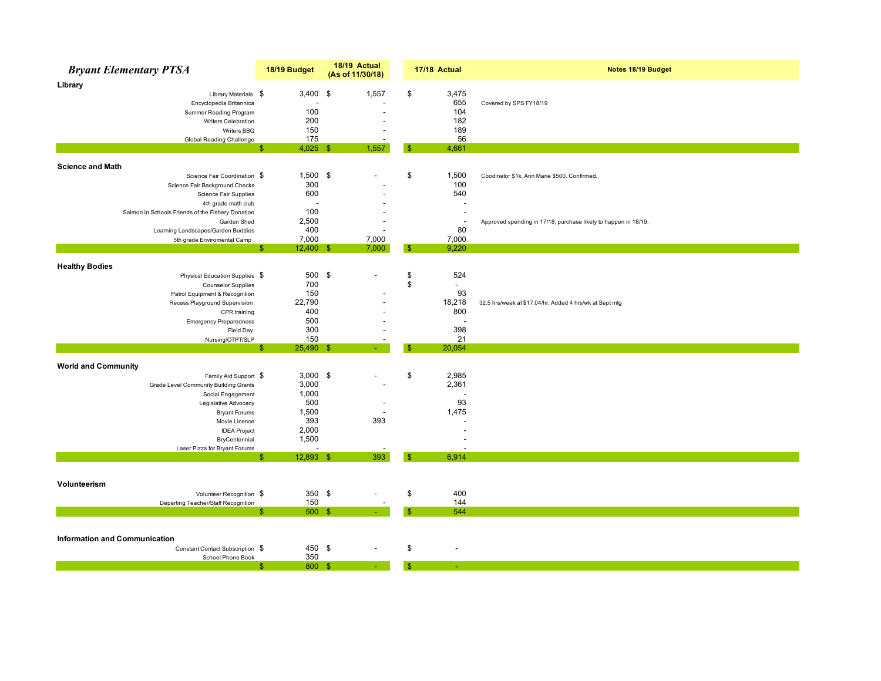# *Bryant Elementary PTSA*

| | 18/19 Budget | 18/19 Actual (As of 11/30/18) | 17/18 Actual | Notes 18/19 Budget |
|---|---|---|---|---|
| **Library** | | | | |
| Library Materials | $ 3,400 | $ 1,557 | $ 3,475 | |
| Encyclopedia Britannica | - | - | 655 | Covered by SPS FY18/19 |
| Summer Reading Program | 100 | - | 104 | |
| Writers Celebration | 200 | - | 182 | |
| Writers BBQ | 150 | - | 189 | |
| Global Reading Challenge | 175 | - | 56 | |
| | $ 4,025 | $ 1,557 | $ 4,661 | |
| **Science and Math** | | | | |
| Science Fair Coordination | $ 1,500 | $ - | $ 1,500 | Coodinator $1k, Ann Marie $500. Confirmed. |
| Science Fair Background Checks | 300 | - | 100 | |
| Science Fair Supplies | 600 | - | 540 | |
| 4th grade math club | - | - | - | |
| Salmon in Schools Friends of the Fishery Donation | 100 | - | - | |
| Garden Shed | 2,500 | - | - | Approved spending in 17/18, purchase likely to happen in 18/19. |
| Learning Landscapes/Garden Buddies | 400 | - | 80 | |
| 5th grade Enviromental Camp | 7,000 | 7,000 | 7,000 | |
| | $ 12,400 | $ 7,000 | $ 9,220 | |
| **Healthy Bodies** | | | | |
| Physical Education Supplies | $ 500 | $ - | $ 524 | |
| Counselor Supplies | 700 | | $ - | |
| Patrol Equipment & Recognition | 150 | - | 93 | |
| Recess Playground Supervision | 22,790 | - | 18,218 | 32.5 hrs/week at $17.04/hr. Added 4 hrs/wk at Sept mtg |
| CPR training | 400 | - | 800 | |
| Emergency Preparedness | 500 | - | - | |
| Field Day | 300 | - | 398 | |
| Nursing/OTPT/SLP | 150 | - | 21 | |
| | $ 25,490 | $ - | $ 20,054 | |
| **World and Community** | | | | |
| Family Aid Support | $ 3,000 | $ - | $ 2,985 | |
| Grade Level Community Building Grants | 3,000 | - | 2,361 | |
| Social Engagement | 1,000 | | - | |
| Legislative Advocacy | 500 | - | 93 | |
| Bryant Forums | 1,500 | - | 1,475 | |
| Movie Licence | 393 | 393 | - | |
| IDEA Project | 2,000 | | - | |
| BryCentennial | 1,500 | | - | |
| Laser Pizza for Bryant Forums | - | - | - | |
| | $ 12,893 | $ 393 | $ 6,914 | |
| **Volunteerism** | | | | |
| Volunteer Recognition | $ 350 | $ - | $ 400 | |
| Departing Teacher/Staff Recognition | 150 | - | 144 | |
| | $ 500 | $ - | $ 544 | |
| **Information and Communication** | | | | |
| Constant Contact Subscription | $ 450 | $ - | $ - | |
| School Phone Book | 350 | | | |
| | $ 800 | $ - | $ - | |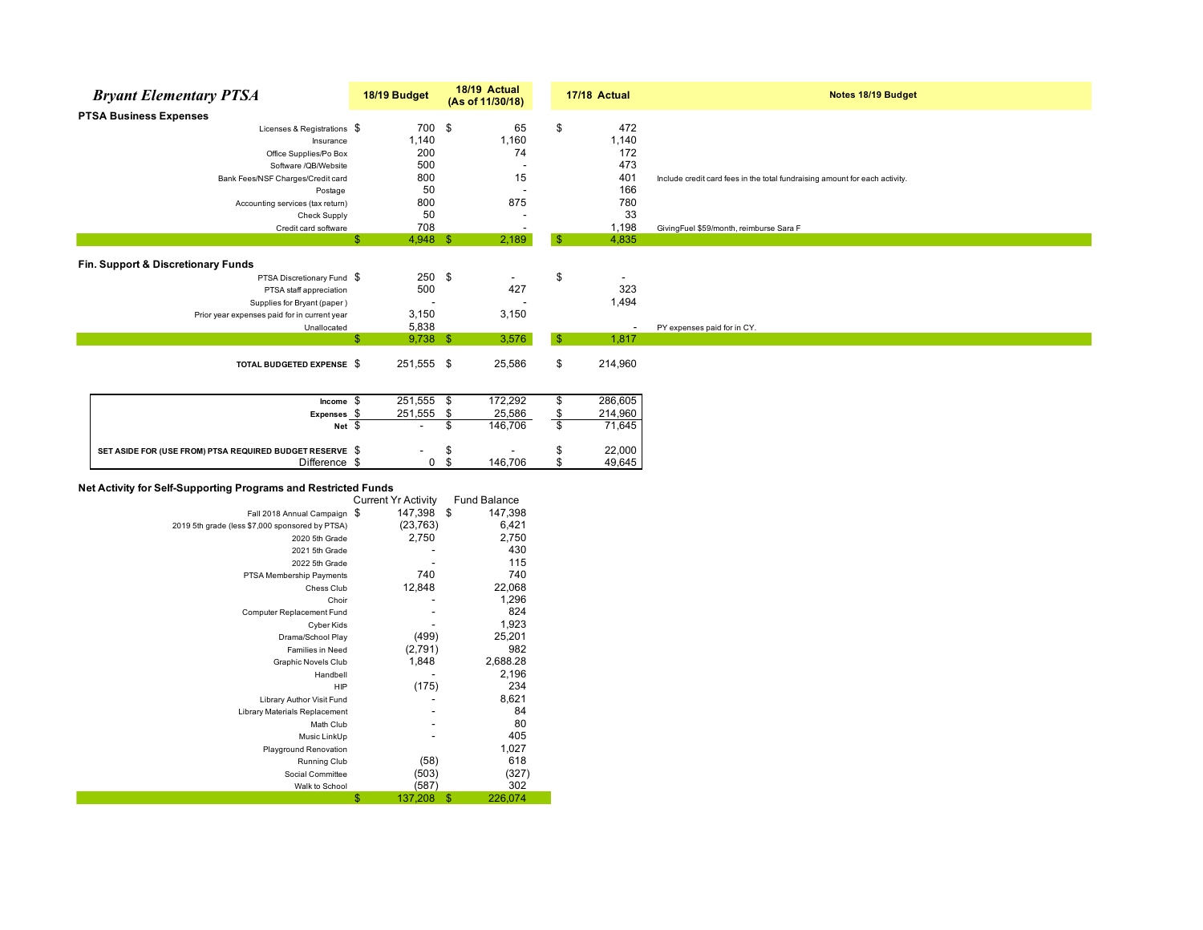| *Bryant Elementary PTSA* | 18/19 Budget | 18/19 Actual (As of 11/30/18) | 17/18 Actual | Notes 18/19 Budget |
|---|---|---|---|---|
| **PTSA Business Expenses** | | | | |
| Licenses & Registrations | $ 700 | $ 65 | $ 472 | |
| Insurance | 1,140 | 1,160 | 1,140 | |
| Office Supplies/Po Box | 200 | 74 | 172 | |
| Software /QB/Website | 500 | - | 473 | |
| Bank Fees/NSF Charges/Credit card | 800 | 15 | 401 | Include credit card fees in the total fundraising amount for each activity. |
| Postage | 50 | - | 166 | |
| Accounting services (tax return) | 800 | 875 | 780 | |
| Check Supply | 50 | - | 33 | |
| Credit card software | 708 | - | 1,198 | GivingFuel $59/month, reimburse Sara F |
| | $ 4,948 | $ 2,189 | $ 4,835 | |
| **Fin. Support & Discretionary Funds** | | | | |
| PTSA Discretionary Fund | $ 250 | $ - | $ - | |
| PTSA staff appreciation | 500 | 427 | 323 | |
| Supplies for Bryant (paper ) | - | - | 1,494 | |
| Prior year expenses paid for in current year | 3,150 | 3,150 | | |
| Unallocated | 5,838 | | - | PY expenses paid for in CY. |
| | $ 9,738 | $ 3,576 | $ 1,817 | |
| **TOTAL BUDGETED EXPENSE** | $ 251,555 | $ 25,586 | $ 214,960 | |

| | 18/19 Budget | 18/19 Actual (As of 11/30/18) | 17/18 Actual |
|---|---|---|---|
| **Income** | $ 251,555 | $ 172,292 | $ 286,605 |
| **Expenses** | $ 251,555 | $ 25,586 | $ 214,960 |
| **Net** | $ - | $ 146,706 | $ 71,645 |
| **SET ASIDE FOR (USE FROM) PTSA REQUIRED BUDGET RESERVE** | $ - | $ - | $ 22,000 |
| Difference | $ 0 | $ 146,706 | $ 49,645 |

**Net Activity for Self-Supporting Programs and Restricted Funds**

| | Current Yr Activity | Fund Balance |
|---|---|---|
| Fall 2018 Annual Campaign | $ 147,398 | $ 147,398 |
| 2019 5th grade (less $7,000 sponsored by PTSA) | (23,763) | 6,421 |
| 2020 5th Grade | 2,750 | 2,750 |
| 2021 5th Grade | - | 430 |
| 2022 5th Grade | - | 115 |
| PTSA Membership Payments | 740 | 740 |
| Chess Club | 12,848 | 22,068 |
| Choir | - | 1,296 |
| Computer Replacement Fund | - | 824 |
| Cyber Kids | - | 1,923 |
| Drama/School Play | (499) | 25,201 |
| Families in Need | (2,791) | 982 |
| Graphic Novels Club | 1,848 | 2,688.28 |
| Handbell | - | 2,196 |
| HIP | (175) | 234 |
| Library Author Visit Fund | - | 8,621 |
| Library Materials Replacement | - | 84 |
| Math Club | - | 80 |
| Music LinkUp | - | 405 |
| Playground Renovation | | 1,027 |
| Running Club | (58) | 618 |
| Social Committee | (503) | (327) |
| Walk to School | (587) | 302 |
| | $ 137,208 | $ 226,074 |